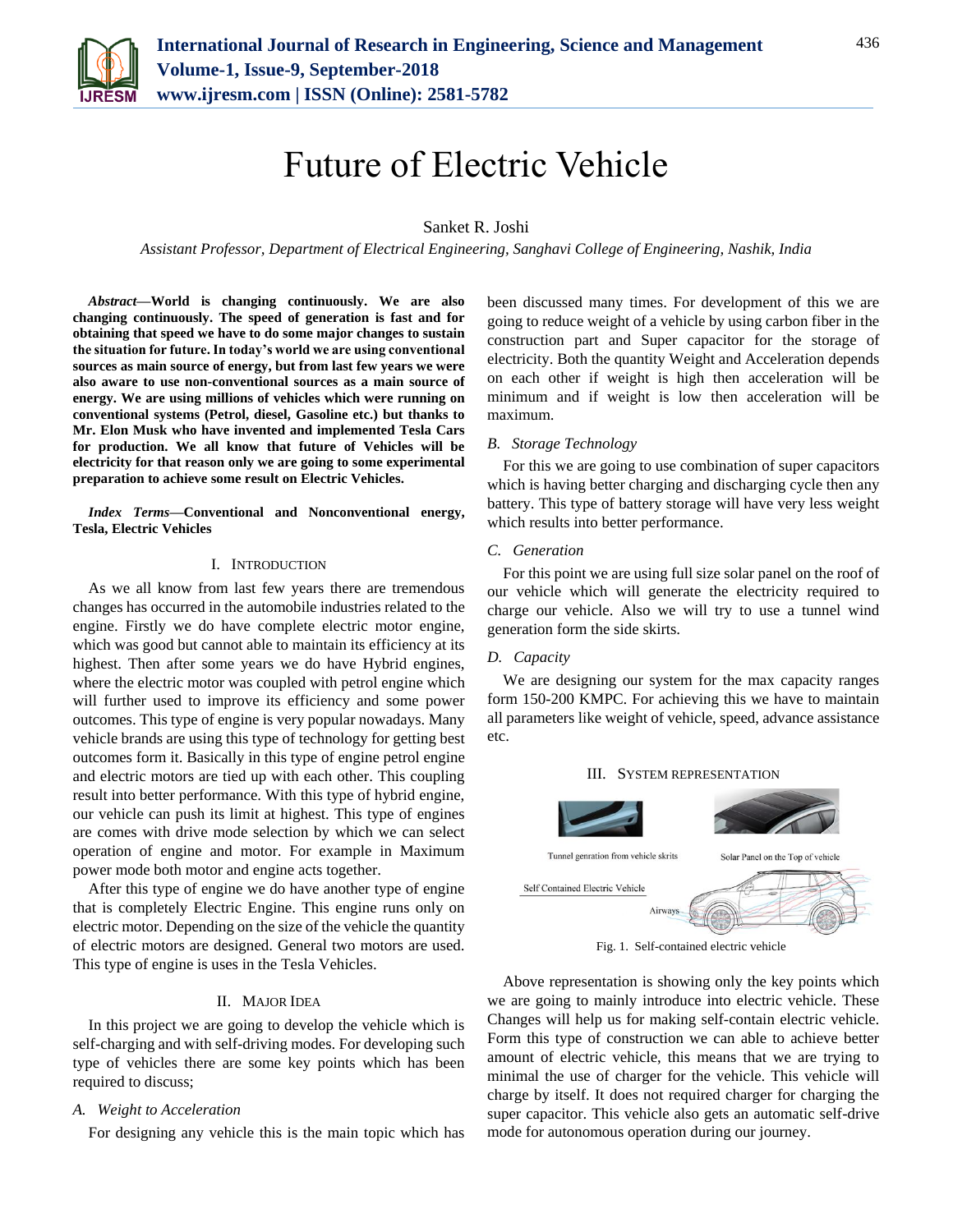# Future of Electric Vehicle

Sanket R. Joshi

*Assistant Professor, Department of Electrical Engineering, Sanghavi College of Engineering, Nashik, India*

***Abstract*—World is changing continuously. We are also changing continuously. The speed of generation is fast and for obtaining that speed we have to do some major changes to sustain the situation for future. In today's world we are using conventional sources as main source of energy, but from last few years we were also aware to use non-conventional sources as a main source of energy. We are using millions of vehicles which were running on conventional systems (Petrol, diesel, Gasoline etc.) but thanks to Mr. Elon Musk who have invented and implemented Tesla Cars for production. We all know that future of Vehicles will be electricity for that reason only we are going to some experimental preparation to achieve some result on Electric Vehicles.**

***Index Terms*—Conventional and Nonconventional energy, Tesla, Electric Vehicles**

## I. Introduction

As we all know from last few years there are tremendous changes has occurred in the automobile industries related to the engine. Firstly we do have complete electric motor engine, which was good but cannot able to maintain its efficiency at its highest. Then after some years we do have Hybrid engines, where the electric motor was coupled with petrol engine which will further used to improve its efficiency and some power outcomes. This type of engine is very popular nowadays. Many vehicle brands are using this type of technology for getting best outcomes form it. Basically in this type of engine petrol engine and electric motors are tied up with each other. This coupling result into better performance. With this type of hybrid engine, our vehicle can push its limit at highest. This type of engines are comes with drive mode selection by which we can select operation of engine and motor. For example in Maximum power mode both motor and engine acts together.

After this type of engine we do have another type of engine that is completely Electric Engine. This engine runs only on electric motor. Depending on the size of the vehicle the quantity of electric motors are designed. General two motors are used. This type of engine is uses in the Tesla Vehicles.

## II. Major Idea

In this project we are going to develop the vehicle which is self-charging and with self-driving modes. For developing such type of vehicles there are some key points which has been required to discuss;

### *A. Weight to Acceleration*

For designing any vehicle this is the main topic which has been discussed many times. For development of this we are going to reduce weight of a vehicle by using carbon fiber in the construction part and Super capacitor for the storage of electricity. Both the quantity Weight and Acceleration depends on each other if weight is high then acceleration will be minimum and if weight is low then acceleration will be maximum.

### *B. Storage Technology*

For this we are going to use combination of super capacitors which is having better charging and discharging cycle then any battery. This type of battery storage will have very less weight which results into better performance.

### *C. Generation*

For this point we are using full size solar panel on the roof of our vehicle which will generate the electricity required to charge our vehicle. Also we will try to use a tunnel wind generation form the side skirts.

### *D. Capacity*

We are designing our system for the max capacity ranges form 150-200 KMPC. For achieving this we have to maintain all parameters like weight of vehicle, speed, advance assistance etc.

## III. System Representation

Tunnel genration from vehicle skrits

Solar Panel on the Top of vehicle

Self Contained Electric Vehicle

Airways

Fig. 1. Self-contained electric vehicle

Above representation is showing only the key points which we are going to mainly introduce into electric vehicle. These Changes will help us for making self-contain electric vehicle. Form this type of construction we can able to achieve better amount of electric vehicle, this means that we are trying to minimal the use of charger for the vehicle. This vehicle will charge by itself. It does not required charger for charging the super capacitor. This vehicle also gets an automatic self-drive mode for autonomous operation during our journey.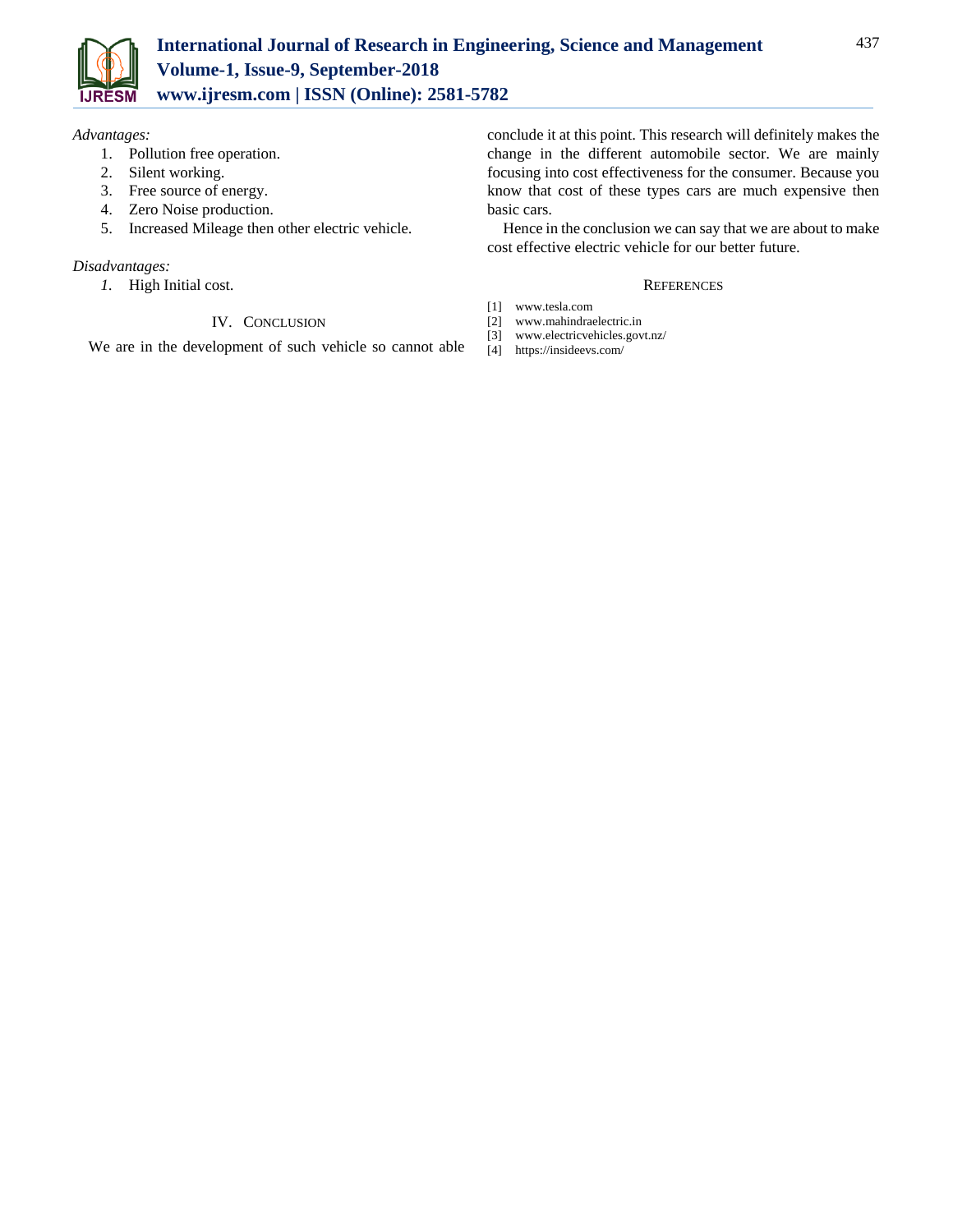*Advantages:*

1. Pollution free operation.
2. Silent working.
3. Free source of energy.
4. Zero Noise production.
5. Increased Mileage then other electric vehicle.

*Disadvantages:*

*1.* High Initial cost.

## IV. Conclusion

We are in the development of such vehicle so cannot able conclude it at this point. This research will definitely makes the change in the different automobile sector. We are mainly focusing into cost effectiveness for the consumer. Because you know that cost of these types cars are much expensive then basic cars.

Hence in the conclusion we can say that we are about to make cost effective electric vehicle for our better future.

## References

[1] www.tesla.com
[2] www.mahindraelectric.in
[3] www.electricvehicles.govt.nz/
[4] https://insideevs.com/